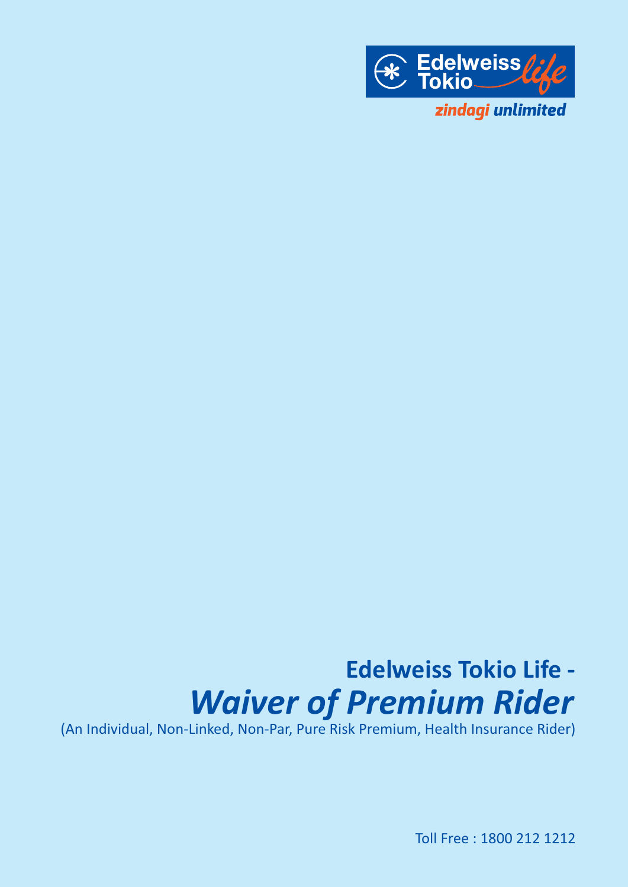Edelweiss Tokio life

zindagi unlimited

# Edelweiss Tokio Life - *Waiver of Premium Rider*

(An Individual, Non-Linked, Non-Par, Pure Risk Premium, Health Insurance Rider)

Toll Free : 1800 212 1212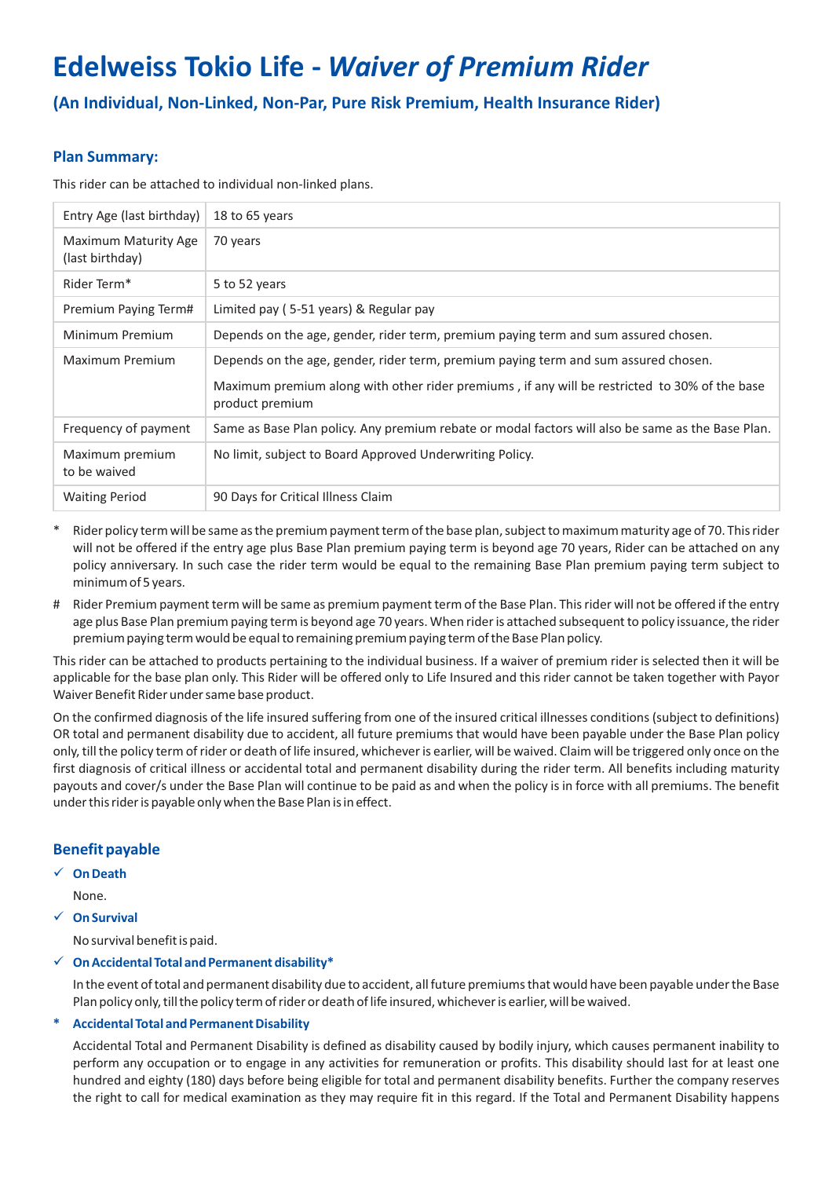# Edelweiss Tokio Life - *Waiver of Premium Rider*

## (An Individual, Non-Linked, Non-Par, Pure Risk Premium, Health Insurance Rider)

### Plan Summary:

This rider can be attached to individual non-linked plans.

| | |
|---|---|
| Entry Age (last birthday) | 18 to 65 years |
| Maximum Maturity Age (last birthday) | 70 years |
| Rider Term* | 5 to 52 years |
| Premium Paying Term# | Limited pay ( 5-51 years) & Regular pay |
| Minimum Premium | Depends on the age, gender, rider term, premium paying term and sum assured chosen. |
| Maximum Premium | Depends on the age, gender, rider term, premium paying term and sum assured chosen.<br>Maximum premium along with other rider premiums , if any will be restricted to 30% of the base product premium |
| Frequency of payment | Same as Base Plan policy. Any premium rebate or modal factors will also be same as the Base Plan. |
| Maximum premium to be waived | No limit, subject to Board Approved Underwriting Policy. |
| Waiting Period | 90 Days for Critical Illness Claim |

\* Rider policy term will be same as the premium payment term of the base plan, subject to maximum maturity age of 70. This rider will not be offered if the entry age plus Base Plan premium paying term is beyond age 70 years, Rider can be attached on any policy anniversary. In such case the rider term would be equal to the remaining Base Plan premium paying term subject to minimum of 5 years.

\# Rider Premium payment term will be same as premium payment term of the Base Plan. This rider will not be offered if the entry age plus Base Plan premium paying term is beyond age 70 years. When rider is attached subsequent to policy issuance, the rider premium paying term would be equal to remaining premium paying term of the Base Plan policy.

This rider can be attached to products pertaining to the individual business. If a waiver of premium rider is selected then it will be applicable for the base plan only. This Rider will be offered only to Life Insured and this rider cannot be taken together with Payor Waiver Benefit Rider under same base product.

On the confirmed diagnosis of the life insured suffering from one of the insured critical illnesses conditions (subject to definitions) OR total and permanent disability due to accident, all future premiums that would have been payable under the Base Plan policy only, till the policy term of rider or death of life insured, whichever is earlier, will be waived. Claim will be triggered only once on the first diagnosis of critical illness or accidental total and permanent disability during the rider term. All benefits including maturity payouts and cover/s under the Base Plan will continue to be paid as and when the policy is in force with all premiums. The benefit under this rider is payable only when the Base Plan is in effect.

### Benefit payable

- ✓ **On Death**

  None.

- ✓ **On Survival**

  No survival benefit is paid.

- ✓ **On Accidental Total and Permanent disability***

  In the event of total and permanent disability due to accident, all future premiums that would have been payable under the Base Plan policy only, till the policy term of rider or death of life insured, whichever is earlier, will be waived.

**\* Accidental Total and Permanent Disability**

Accidental Total and Permanent Disability is defined as disability caused by bodily injury, which causes permanent inability to perform any occupation or to engage in any activities for remuneration or profits. This disability should last for at least one hundred and eighty (180) days before being eligible for total and permanent disability benefits. Further the company reserves the right to call for medical examination as they may require fit in this regard. If the Total and Permanent Disability happens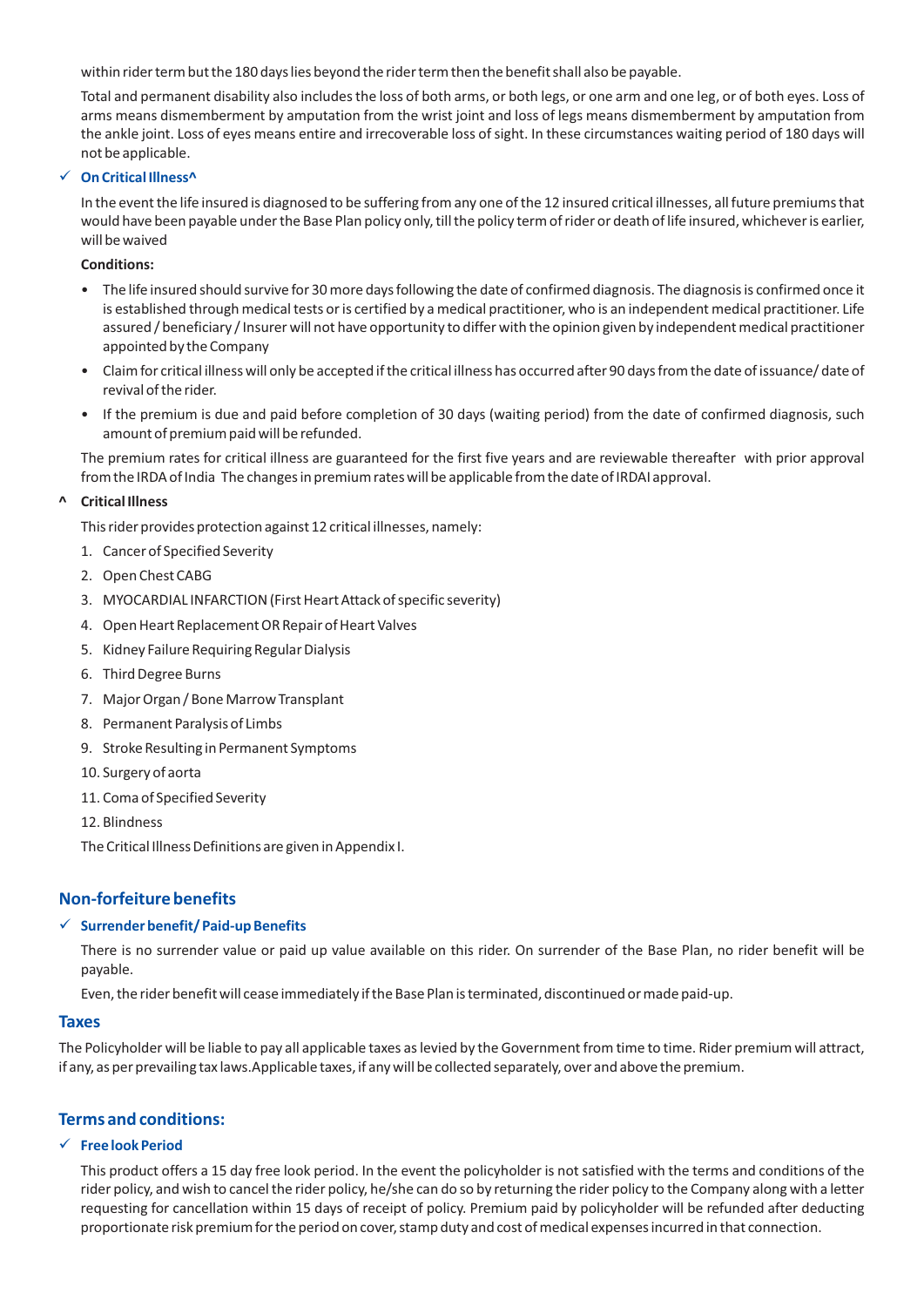within rider term but the 180 days lies beyond the rider term then the benefit shall also be payable.

Total and permanent disability also includes the loss of both arms, or both legs, or one arm and one leg, or of both eyes. Loss of arms means dismemberment by amputation from the wrist joint and loss of legs means dismemberment by amputation from the ankle joint. Loss of eyes means entire and irrecoverable loss of sight. In these circumstances waiting period of 180 days will not be applicable.

- ✓ **On Critical Illness^**

In the event the life insured is diagnosed to be suffering from any one of the 12 insured critical illnesses, all future premiums that would have been payable under the Base Plan policy only, till the policy term of rider or death of life insured, whichever is earlier, will be waived

**Conditions:**

- The life insured should survive for 30 more days following the date of confirmed diagnosis. The diagnosis is confirmed once it is established through medical tests or is certified by a medical practitioner, who is an independent medical practitioner. Life assured / beneficiary / Insurer will not have opportunity to differ with the opinion given by independent medical practitioner appointed by the Company
- Claim for critical illness will only be accepted if the critical illness has occurred after 90 days from the date of issuance/ date of revival of the rider.
- If the premium is due and paid before completion of 30 days (waiting period) from the date of confirmed diagnosis, such amount of premium paid will be refunded.

The premium rates for critical illness are guaranteed for the first five years and are reviewable thereafter with prior approval from the IRDA of India The changes in premium rates will be applicable from the date of IRDAI approval.

**^ Critical Illness**

This rider provides protection against 12 critical illnesses, namely:

1. Cancer of Specified Severity
2. Open Chest CABG
3. MYOCARDIAL INFARCTION (First Heart Attack of specific severity)
4. Open Heart Replacement OR Repair of Heart Valves
5. Kidney Failure Requiring Regular Dialysis
6. Third Degree Burns
7. Major Organ / Bone Marrow Transplant
8. Permanent Paralysis of Limbs
9. Stroke Resulting in Permanent Symptoms
10. Surgery of aorta
11. Coma of Specified Severity
12. Blindness

The Critical Illness Definitions are given in Appendix I.

## Non-forfeiture benefits

- ✓ **Surrender benefit/ Paid-up Benefits**

There is no surrender value or paid up value available on this rider. On surrender of the Base Plan, no rider benefit will be payable.

Even, the rider benefit will cease immediately if the Base Plan is terminated, discontinued or made paid-up.

## Taxes

The Policyholder will be liable to pay all applicable taxes as levied by the Government from time to time. Rider premium will attract, if any, as per prevailing tax laws.Applicable taxes, if any will be collected separately, over and above the premium.

## Terms and conditions:

- ✓ **Free look Period**

This product offers a 15 day free look period. In the event the policyholder is not satisfied with the terms and conditions of the rider policy, and wish to cancel the rider policy, he/she can do so by returning the rider policy to the Company along with a letter requesting for cancellation within 15 days of receipt of policy. Premium paid by policyholder will be refunded after deducting proportionate risk premium for the period on cover, stamp duty and cost of medical expenses incurred in that connection.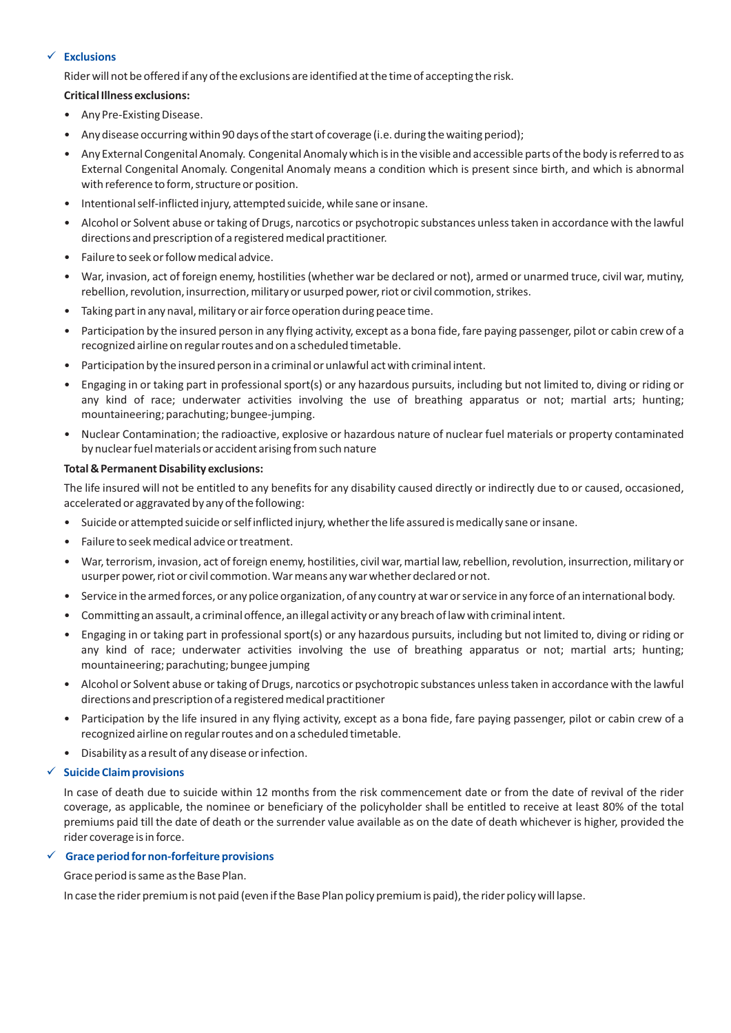### ✓ Exclusions

Rider will not be offered if any of the exclusions are identified at the time of accepting the risk.

**Critical Illness exclusions:**

- Any Pre-Existing Disease.
- Any disease occurring within 90 days of the start of coverage (i.e. during the waiting period);
- Any External Congenital Anomaly. Congenital Anomaly which is in the visible and accessible parts of the body is referred to as External Congenital Anomaly. Congenital Anomaly means a condition which is present since birth, and which is abnormal with reference to form, structure or position.
- Intentional self-inflicted injury, attempted suicide, while sane or insane.
- Alcohol or Solvent abuse or taking of Drugs, narcotics or psychotropic substances unless taken in accordance with the lawful directions and prescription of a registered medical practitioner.
- Failure to seek or follow medical advice.
- War, invasion, act of foreign enemy, hostilities (whether war be declared or not), armed or unarmed truce, civil war, mutiny, rebellion, revolution, insurrection, military or usurped power, riot or civil commotion, strikes.
- Taking part in any naval, military or air force operation during peace time.
- Participation by the insured person in any flying activity, except as a bona fide, fare paying passenger, pilot or cabin crew of a recognized airline on regular routes and on a scheduled timetable.
- Participation by the insured person in a criminal or unlawful act with criminal intent.
- Engaging in or taking part in professional sport(s) or any hazardous pursuits, including but not limited to, diving or riding or any kind of race; underwater activities involving the use of breathing apparatus or not; martial arts; hunting; mountaineering; parachuting; bungee-jumping.
- Nuclear Contamination; the radioactive, explosive or hazardous nature of nuclear fuel materials or property contaminated by nuclear fuel materials or accident arising from such nature

**Total & Permanent Disability exclusions:**

The life insured will not be entitled to any benefits for any disability caused directly or indirectly due to or caused, occasioned, accelerated or aggravated by any of the following:

- Suicide or attempted suicide or self inflicted injury, whether the life assured is medically sane or insane.
- Failure to seek medical advice or treatment.
- War, terrorism, invasion, act of foreign enemy, hostilities, civil war, martial law, rebellion, revolution, insurrection, military or usurper power, riot or civil commotion. War means any war whether declared or not.
- Service in the armed forces, or any police organization, of any country at war or service in any force of an international body.
- Committing an assault, a criminal offence, an illegal activity or any breach of law with criminal intent.
- Engaging in or taking part in professional sport(s) or any hazardous pursuits, including but not limited to, diving or riding or any kind of race; underwater activities involving the use of breathing apparatus or not; martial arts; hunting; mountaineering; parachuting; bungee jumping
- Alcohol or Solvent abuse or taking of Drugs, narcotics or psychotropic substances unless taken in accordance with the lawful directions and prescription of a registered medical practitioner
- Participation by the life insured in any flying activity, except as a bona fide, fare paying passenger, pilot or cabin crew of a recognized airline on regular routes and on a scheduled timetable.
- Disability as a result of any disease or infection.

### ✓ Suicide Claim provisions

In case of death due to suicide within 12 months from the risk commencement date or from the date of revival of the rider coverage, as applicable, the nominee or beneficiary of the policyholder shall be entitled to receive at least 80% of the total premiums paid till the date of death or the surrender value available as on the date of death whichever is higher, provided the rider coverage is in force.

### ✓ Grace period for non-forfeiture provisions

Grace period is same as the Base Plan.

In case the rider premium is not paid (even if the Base Plan policy premium is paid), the rider policy will lapse.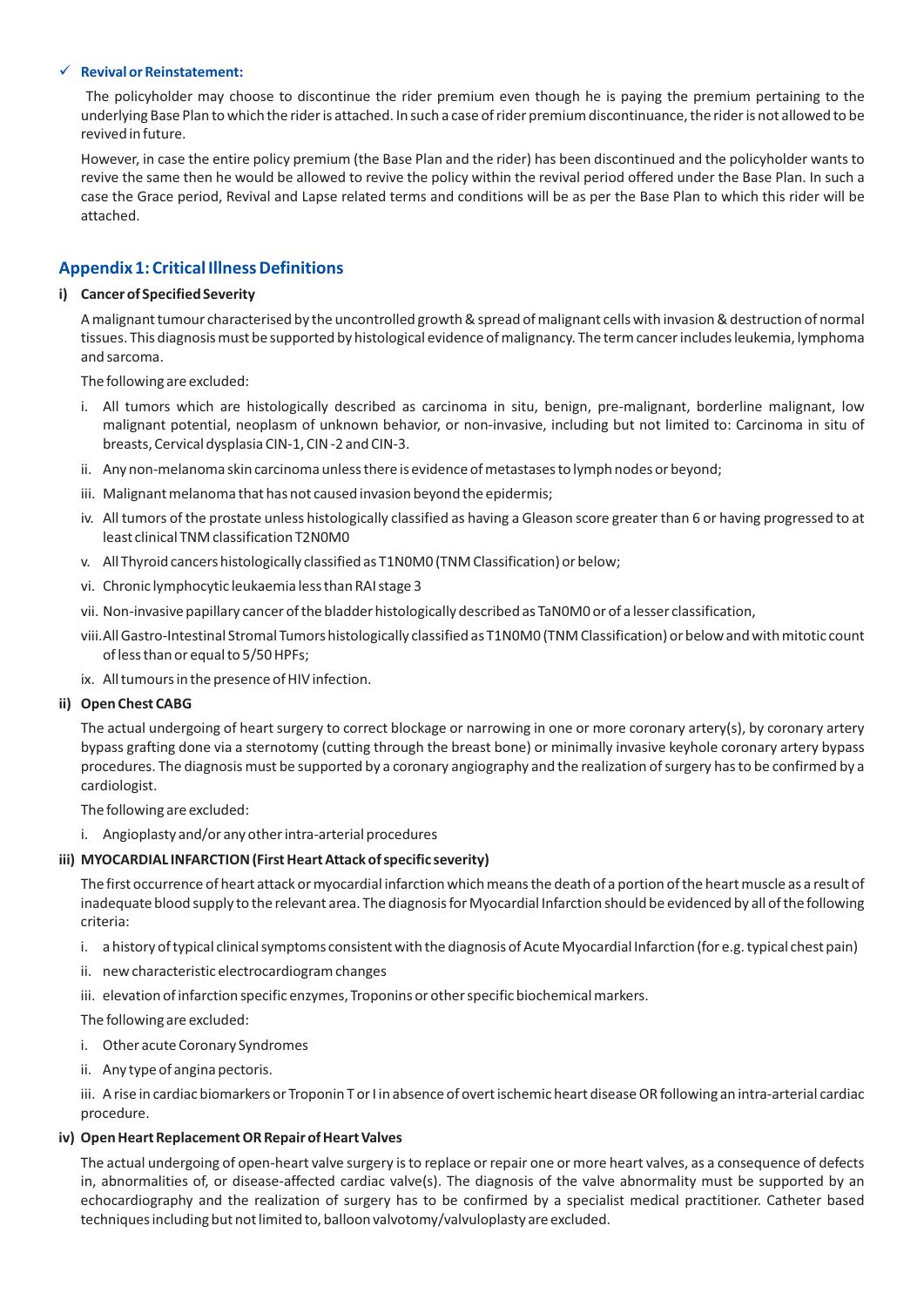✓ **Revival or Reinstatement:**

The policyholder may choose to discontinue the rider premium even though he is paying the premium pertaining to the underlying Base Plan to which the rider is attached. In such a case of rider premium discontinuance, the rider is not allowed to be revived in future.

However, in case the entire policy premium (the Base Plan and the rider) has been discontinued and the policyholder wants to revive the same then he would be allowed to revive the policy within the revival period offered under the Base Plan. In such a case the Grace period, Revival and Lapse related terms and conditions will be as per the Base Plan to which this rider will be attached.

## Appendix 1: Critical Illness Definitions

**i) Cancer of Specified Severity**

A malignant tumour characterised by the uncontrolled growth & spread of malignant cells with invasion & destruction of normal tissues. This diagnosis must be supported by histological evidence of malignancy. The term cancer includes leukemia, lymphoma and sarcoma.

The following are excluded:

i. All tumors which are histologically described as carcinoma in situ, benign, pre-malignant, borderline malignant, low malignant potential, neoplasm of unknown behavior, or non-invasive, including but not limited to: Carcinoma in situ of breasts, Cervical dysplasia CIN-1, CIN -2 and CIN-3.

ii. Any non-melanoma skin carcinoma unless there is evidence of metastases to lymph nodes or beyond;

iii. Malignant melanoma that has not caused invasion beyond the epidermis;

iv. All tumors of the prostate unless histologically classified as having a Gleason score greater than 6 or having progressed to at least clinical TNM classification T2N0M0

v. All Thyroid cancers histologically classified as T1N0M0 (TNM Classification) or below;

vi. Chronic lymphocytic leukaemia less than RAI stage 3

vii. Non-invasive papillary cancer of the bladder histologically described as TaN0M0 or of a lesser classification,

viii. All Gastro-Intestinal Stromal Tumors histologically classified as T1N0M0 (TNM Classification) or below and with mitotic count of less than or equal to 5/50 HPFs;

ix. All tumours in the presence of HIV infection.

**ii) Open Chest CABG**

The actual undergoing of heart surgery to correct blockage or narrowing in one or more coronary artery(s), by coronary artery bypass grafting done via a sternotomy (cutting through the breast bone) or minimally invasive keyhole coronary artery bypass procedures. The diagnosis must be supported by a coronary angiography and the realization of surgery has to be confirmed by a cardiologist.

The following are excluded:

i. Angioplasty and/or any other intra-arterial procedures

**iii) MYOCARDIAL INFARCTION (First Heart Attack of specific severity)**

The first occurrence of heart attack or myocardial infarction which means the death of a portion of the heart muscle as a result of inadequate blood supply to the relevant area. The diagnosis for Myocardial Infarction should be evidenced by all of the following criteria:

i. a history of typical clinical symptoms consistent with the diagnosis of Acute Myocardial Infarction (for e.g. typical chest pain)

ii. new characteristic electrocardiogram changes

iii. elevation of infarction specific enzymes, Troponins or other specific biochemical markers.

The following are excluded:

i. Other acute Coronary Syndromes

ii. Any type of angina pectoris.

iii. A rise in cardiac biomarkers or Troponin T or I in absence of overt ischemic heart disease OR following an intra-arterial cardiac procedure.

**iv) Open Heart Replacement OR Repair of Heart Valves**

The actual undergoing of open-heart valve surgery is to replace or repair one or more heart valves, as a consequence of defects in, abnormalities of, or disease-affected cardiac valve(s). The diagnosis of the valve abnormality must be supported by an echocardiography and the realization of surgery has to be confirmed by a specialist medical practitioner. Catheter based techniques including but not limited to, balloon valvotomy/valvuloplasty are excluded.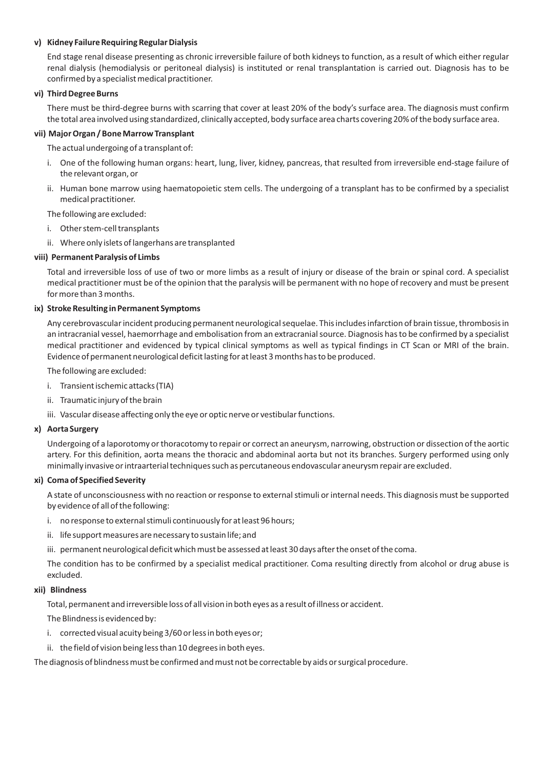#### v) Kidney Failure Requiring Regular Dialysis

End stage renal disease presenting as chronic irreversible failure of both kidneys to function, as a result of which either regular renal dialysis (hemodialysis or peritoneal dialysis) is instituted or renal transplantation is carried out. Diagnosis has to be confirmed by a specialist medical practitioner.

#### vi) Third Degree Burns

There must be third-degree burns with scarring that cover at least 20% of the body's surface area. The diagnosis must confirm the total area involved using standardized, clinically accepted, body surface area charts covering 20% of the body surface area.

#### vii) Major Organ / Bone Marrow Transplant

The actual undergoing of a transplant of:

i. One of the following human organs: heart, lung, liver, kidney, pancreas, that resulted from irreversible end-stage failure of the relevant organ, or

ii. Human bone marrow using haematopoietic stem cells. The undergoing of a transplant has to be confirmed by a specialist medical practitioner.

The following are excluded:

i. Other stem-cell transplants

ii. Where only islets of langerhans are transplanted

#### viii) Permanent Paralysis of Limbs

Total and irreversible loss of use of two or more limbs as a result of injury or disease of the brain or spinal cord. A specialist medical practitioner must be of the opinion that the paralysis will be permanent with no hope of recovery and must be present for more than 3 months.

#### ix) Stroke Resulting in Permanent Symptoms

Any cerebrovascular incident producing permanent neurological sequelae. This includes infarction of brain tissue, thrombosis in an intracranial vessel, haemorrhage and embolisation from an extracranial source. Diagnosis has to be confirmed by a specialist medical practitioner and evidenced by typical clinical symptoms as well as typical findings in CT Scan or MRI of the brain. Evidence of permanent neurological deficit lasting for at least 3 months has to be produced.

The following are excluded:

i. Transient ischemic attacks (TIA)

ii. Traumatic injury of the brain

iii. Vascular disease affecting only the eye or optic nerve or vestibular functions.

#### x) Aorta Surgery

Undergoing of a laporotomy or thoracotomy to repair or correct an aneurysm, narrowing, obstruction or dissection of the aortic artery. For this definition, aorta means the thoracic and abdominal aorta but not its branches. Surgery performed using only minimally invasive or intraarterial techniques such as percutaneous endovascular aneurysm repair are excluded.

#### xi) Coma of Specified Severity

A state of unconsciousness with no reaction or response to external stimuli or internal needs. This diagnosis must be supported by evidence of all of the following:

i. no response to external stimuli continuously for at least 96 hours;

ii. life support measures are necessary to sustain life; and

iii. permanent neurological deficit which must be assessed at least 30 days after the onset of the coma.

The condition has to be confirmed by a specialist medical practitioner. Coma resulting directly from alcohol or drug abuse is excluded.

#### xii) Blindness

Total, permanent and irreversible loss of all vision in both eyes as a result of illness or accident.

The Blindness is evidenced by:

i. corrected visual acuity being 3/60 or less in both eyes or;

ii. the field of vision being less than 10 degrees in both eyes.

The diagnosis of blindness must be confirmed and must not be correctable by aids or surgical procedure.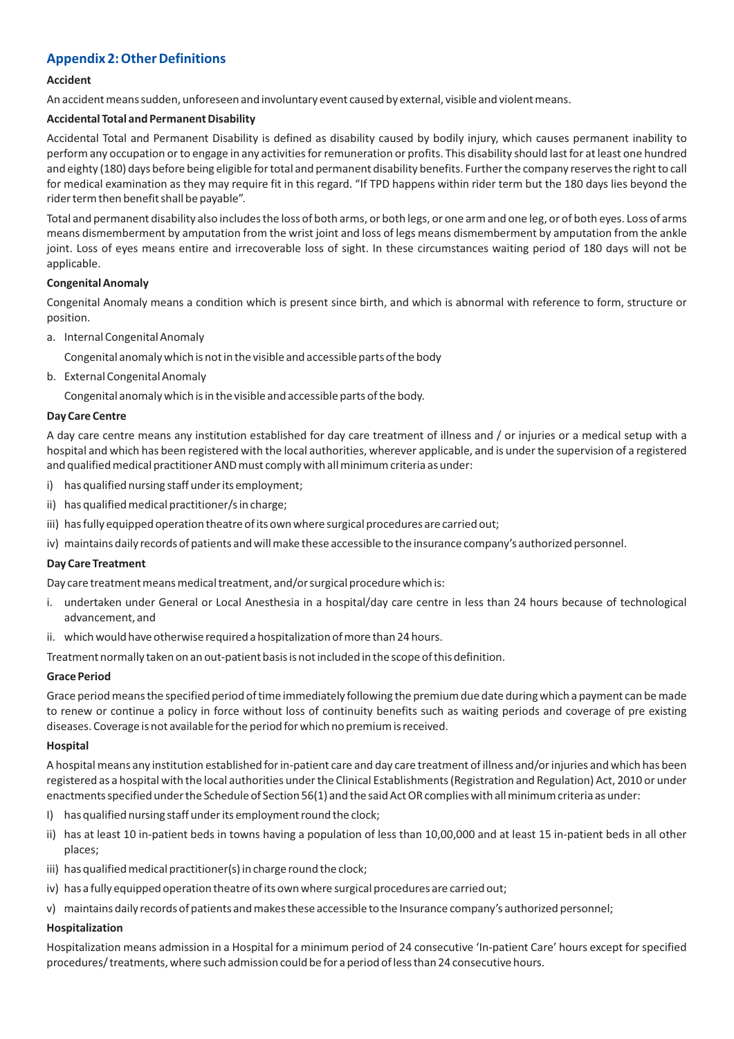## Appendix 2: Other Definitions

**Accident**

An accident means sudden, unforeseen and involuntary event caused by external, visible and violent means.

**Accidental Total and Permanent Disability**

Accidental Total and Permanent Disability is defined as disability caused by bodily injury, which causes permanent inability to perform any occupation or to engage in any activities for remuneration or profits. This disability should last for at least one hundred and eighty (180) days before being eligible for total and permanent disability benefits. Further the company reserves the right to call for medical examination as they may require fit in this regard. "If TPD happens within rider term but the 180 days lies beyond the rider term then benefit shall be payable".

Total and permanent disability also includes the loss of both arms, or both legs, or one arm and one leg, or of both eyes. Loss of arms means dismemberment by amputation from the wrist joint and loss of legs means dismemberment by amputation from the ankle joint. Loss of eyes means entire and irrecoverable loss of sight. In these circumstances waiting period of 180 days will not be applicable.

**Congenital Anomaly**

Congenital Anomaly means a condition which is present since birth, and which is abnormal with reference to form, structure or position.

a. Internal Congenital Anomaly

   Congenital anomaly which is not in the visible and accessible parts of the body

b. External Congenital Anomaly

   Congenital anomaly which is in the visible and accessible parts of the body.

**Day Care Centre**

A day care centre means any institution established for day care treatment of illness and / or injuries or a medical setup with a hospital and which has been registered with the local authorities, wherever applicable, and is under the supervision of a registered and qualified medical practitioner AND must comply with all minimum criteria as under:

i) has qualified nursing staff under its employment;
ii) has qualified medical practitioner/s in charge;
iii) has fully equipped operation theatre of its own where surgical procedures are carried out;
iv) maintains daily records of patients and will make these accessible to the insurance company's authorized personnel.

**Day Care Treatment**

Day care treatment means medical treatment, and/or surgical procedure which is:

i. undertaken under General or Local Anesthesia in a hospital/day care centre in less than 24 hours because of technological advancement, and
ii. which would have otherwise required a hospitalization of more than 24 hours.

Treatment normally taken on an out-patient basis is not included in the scope of this definition.

**Grace Period**

Grace period means the specified period of time immediately following the premium due date during which a payment can be made to renew or continue a policy in force without loss of continuity benefits such as waiting periods and coverage of pre existing diseases. Coverage is not available for the period for which no premium is received.

**Hospital**

A hospital means any institution established for in-patient care and day care treatment of illness and/or injuries and which has been registered as a hospital with the local authorities under the Clinical Establishments (Registration and Regulation) Act, 2010 or under enactments specified under the Schedule of Section 56(1) and the said Act OR complies with all minimum criteria as under:

I) has qualified nursing staff under its employment round the clock;
ii) has at least 10 in-patient beds in towns having a population of less than 10,00,000 and at least 15 in-patient beds in all other places;
iii) has qualified medical practitioner(s) in charge round the clock;
iv) has a fully equipped operation theatre of its own where surgical procedures are carried out;
v) maintains daily records of patients and makes these accessible to the Insurance company's authorized personnel;

**Hospitalization**

Hospitalization means admission in a Hospital for a minimum period of 24 consecutive 'In-patient Care' hours except for specified procedures/ treatments, where such admission could be for a period of less than 24 consecutive hours.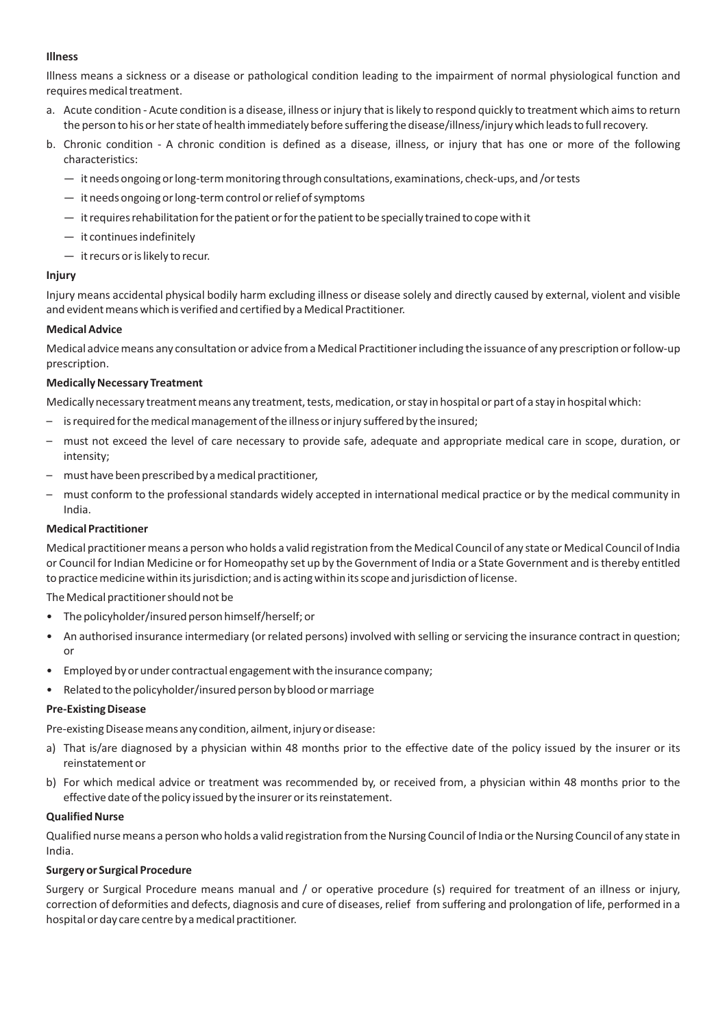**Illness**

Illness means a sickness or a disease or pathological condition leading to the impairment of normal physiological function and requires medical treatment.

a. Acute condition - Acute condition is a disease, illness or injury that is likely to respond quickly to treatment which aims to return the person to his or her state of health immediately before suffering the disease/illness/injury which leads to full recovery.

b. Chronic condition - A chronic condition is defined as a disease, illness, or injury that has one or more of the following characteristics:

   — it needs ongoing or long-term monitoring through consultations, examinations, check-ups, and /or tests
   — it needs ongoing or long-term control or relief of symptoms
   — it requires rehabilitation for the patient or for the patient to be specially trained to cope with it
   — it continues indefinitely
   — it recurs or is likely to recur.

**Injury**

Injury means accidental physical bodily harm excluding illness or disease solely and directly caused by external, violent and visible and evident means which is verified and certified by a Medical Practitioner.

**Medical Advice**

Medical advice means any consultation or advice from a Medical Practitioner including the issuance of any prescription or follow-up prescription.

**Medically Necessary Treatment**

Medically necessary treatment means any treatment, tests, medication, or stay in hospital or part of a stay in hospital which:

– is required for the medical management of the illness or injury suffered by the insured;
– must not exceed the level of care necessary to provide safe, adequate and appropriate medical care in scope, duration, or intensity;
– must have been prescribed by a medical practitioner,
– must conform to the professional standards widely accepted in international medical practice or by the medical community in India.

**Medical Practitioner**

Medical practitioner means a person who holds a valid registration from the Medical Council of any state or Medical Council of India or Council for Indian Medicine or for Homeopathy set up by the Government of India or a State Government and is thereby entitled to practice medicine within its jurisdiction; and is acting within its scope and jurisdiction of license.

The Medical practitioner should not be

- The policyholder/insured person himself/herself; or
- An authorised insurance intermediary (or related persons) involved with selling or servicing the insurance contract in question; or
- Employed by or under contractual engagement with the insurance company;
- Related to the policyholder/insured person by blood or marriage

**Pre-Existing Disease**

Pre-existing Disease means any condition, ailment, injury or disease:

a) That is/are diagnosed by a physician within 48 months prior to the effective date of the policy issued by the insurer or its reinstatement or

b) For which medical advice or treatment was recommended by, or received from, a physician within 48 months prior to the effective date of the policy issued by the insurer or its reinstatement.

**Qualified Nurse**

Qualified nurse means a person who holds a valid registration from the Nursing Council of India or the Nursing Council of any state in India.

**Surgery or Surgical Procedure**

Surgery or Surgical Procedure means manual and / or operative procedure (s) required for treatment of an illness or injury, correction of deformities and defects, diagnosis and cure of diseases, relief from suffering and prolongation of life, performed in a hospital or day care centre by a medical practitioner.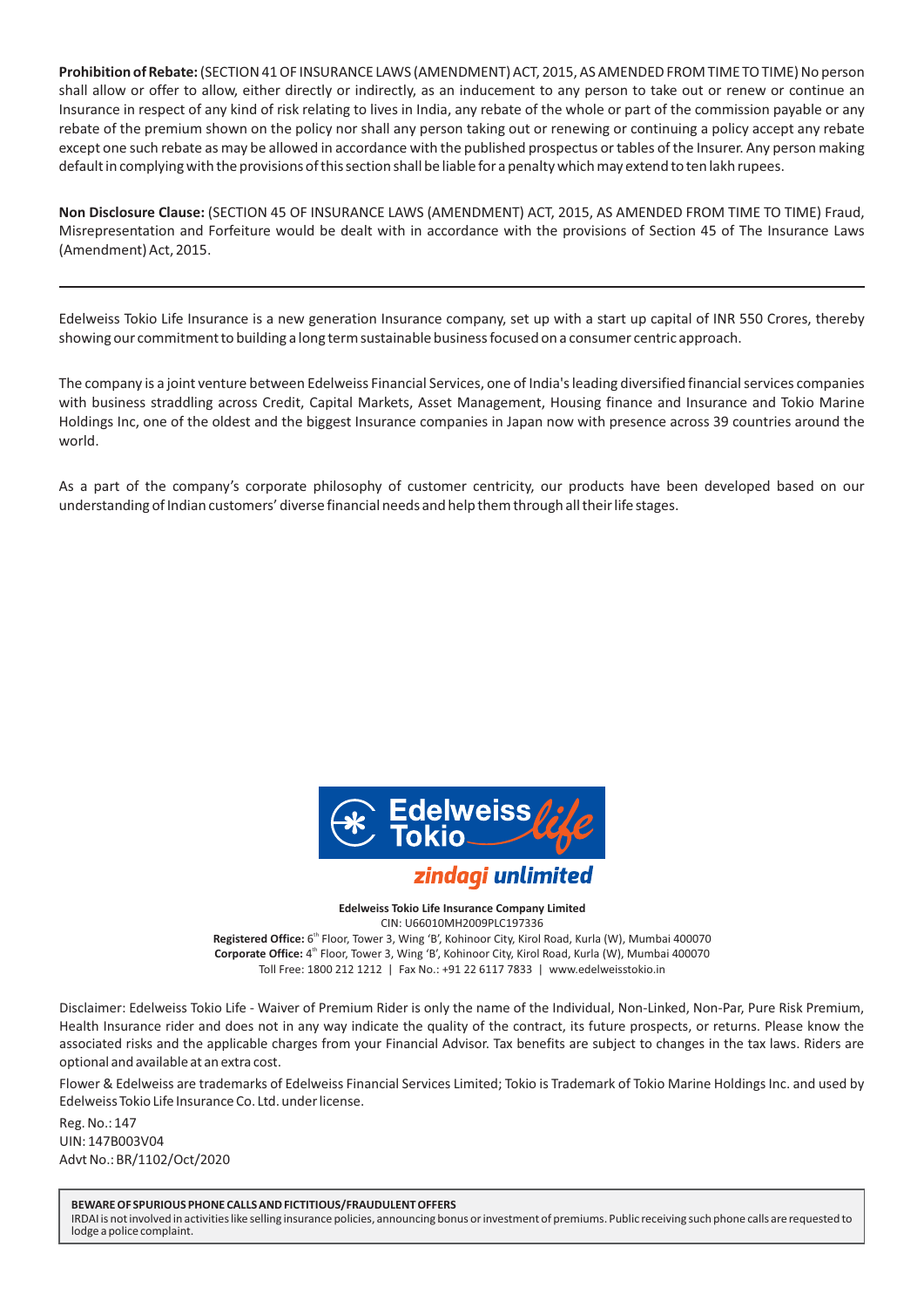**Prohibition of Rebate:** (SECTION 41 OF INSURANCE LAWS (AMENDMENT) ACT, 2015, AS AMENDED FROM TIME TO TIME) No person shall allow or offer to allow, either directly or indirectly, as an inducement to any person to take out or renew or continue an Insurance in respect of any kind of risk relating to lives in India, any rebate of the whole or part of the commission payable or any rebate of the premium shown on the policy nor shall any person taking out or renewing or continuing a policy accept any rebate except one such rebate as may be allowed in accordance with the published prospectus or tables of the Insurer. Any person making default in complying with the provisions of this section shall be liable for a penalty which may extend to ten lakh rupees.

**Non Disclosure Clause:** (SECTION 45 OF INSURANCE LAWS (AMENDMENT) ACT, 2015, AS AMENDED FROM TIME TO TIME) Fraud, Misrepresentation and Forfeiture would be dealt with in accordance with the provisions of Section 45 of The Insurance Laws (Amendment) Act, 2015.

---

Edelweiss Tokio Life Insurance is a new generation Insurance company, set up with a start up capital of INR 550 Crores, thereby showing our commitment to building a long term sustainable business focused on a consumer centric approach.

The company is a joint venture between Edelweiss Financial Services, one of India's leading diversified financial services companies with business straddling across Credit, Capital Markets, Asset Management, Housing finance and Insurance and Tokio Marine Holdings Inc, one of the oldest and the biggest Insurance companies in Japan now with presence across 39 countries around the world.

As a part of the company's corporate philosophy of customer centricity, our products have been developed based on our understanding of Indian customers' diverse financial needs and help them through all their life stages.

Edelweiss Tokio life

zindagi unlimited

**Edelweiss Tokio Life Insurance Company Limited**
CIN: U66010MH2009PLC197336
**Registered Office:** 6th Floor, Tower 3, Wing 'B', Kohinoor City, Kirol Road, Kurla (W), Mumbai 400070
**Corporate Office:** 4th Floor, Tower 3, Wing 'B', Kohinoor City, Kirol Road, Kurla (W), Mumbai 400070
Toll Free: 1800 212 1212 | Fax No.: +91 22 6117 7833 | www.edelweisstokio.in

Disclaimer: Edelweiss Tokio Life - Waiver of Premium Rider is only the name of the Individual, Non-Linked, Non-Par, Pure Risk Premium, Health Insurance rider and does not in any way indicate the quality of the contract, its future prospects, or returns. Please know the associated risks and the applicable charges from your Financial Advisor. Tax benefits are subject to changes in the tax laws. Riders are optional and available at an extra cost.

Flower & Edelweiss are trademarks of Edelweiss Financial Services Limited; Tokio is Trademark of Tokio Marine Holdings Inc. and used by Edelweiss Tokio Life Insurance Co. Ltd. under license.

Reg. No.: 147
UIN: 147B003V04
Advt No.: BR/1102/Oct/2020

**BEWARE OF SPURIOUS PHONE CALLS AND FICTITIOUS/FRAUDULENT OFFERS**
IRDAI is not involved in activities like selling insurance policies, announcing bonus or investment of premiums. Public receiving such phone calls are requested to lodge a police complaint.